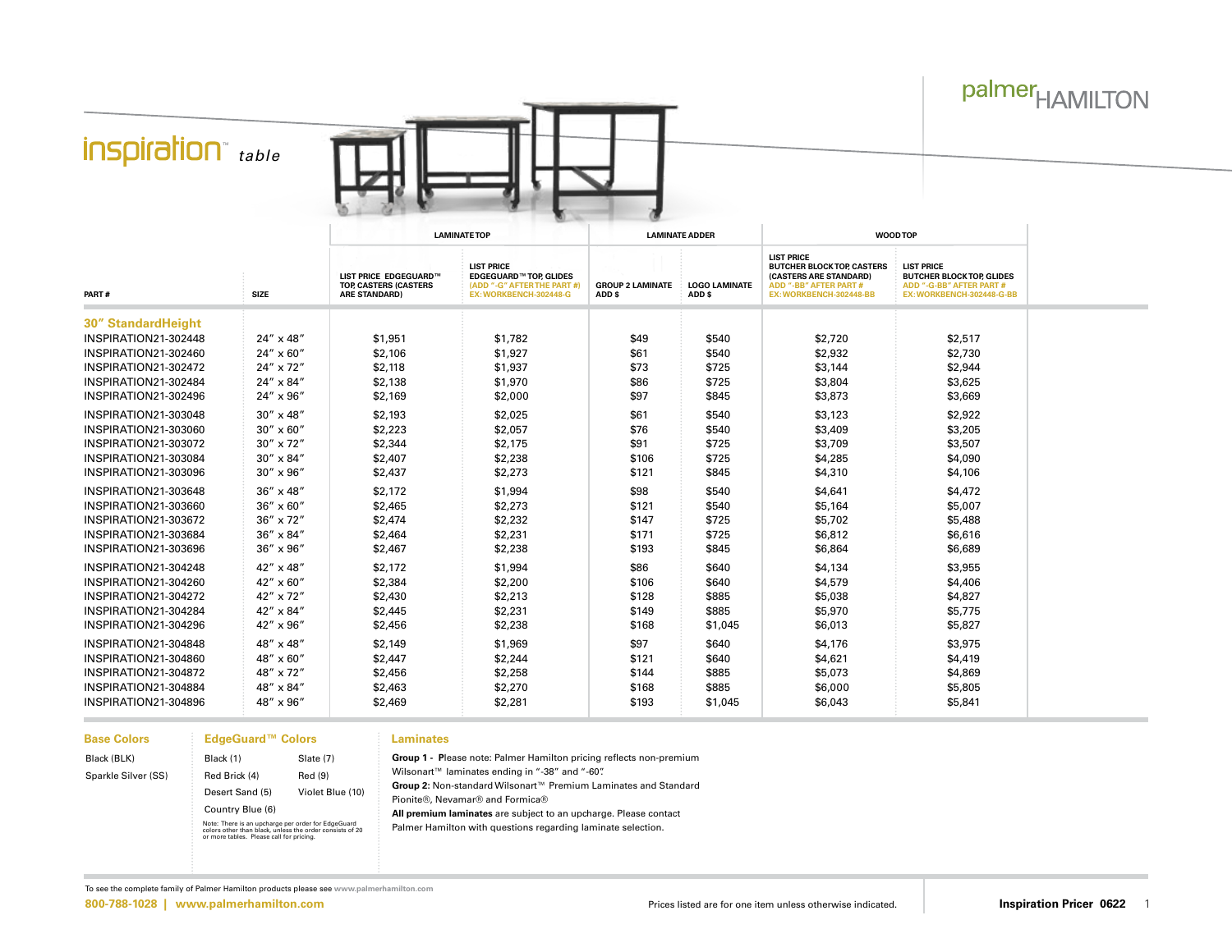palmer HAMILTON

# inspiration™ table

| PART # | SIZE | LAMINATE TOP | | LAMINATE ADDER | | WOOD TOP | |
|---|---|---|---|---|---|---|---|
| | | LIST PRICE EDGEGUARD™ TOP, CASTERS (CASTERS ARE STANDARD) | LIST PRICE EDGEGUARD™ TOP, GLIDES (ADD "-G" AFTER THE PART #) EX: WORKBENCH-302448-G | GROUP 2 LAMINATE ADD $ | LOGO LAMINATE ADD $ | LIST PRICE BUTCHER BLOCK TOP, CASTERS (CASTERS ARE STANDARD) ADD "-BB" AFTER PART # EX: WORKBENCH-302448-BB | LIST PRICE BUTCHER BLOCK TOP, GLIDES ADD "-G-BB" AFTER PART # EX: WORKBENCH-302448-G-BB |
| **30" StandardHeight** | | | | | | | |
| INSPIRATION21-302448 | 24" x 48" | $1,951 | $1,782 | $49 | $540 | $2,720 | $2,517 |
| INSPIRATION21-302460 | 24" x 60" | $2,106 | $1,927 | $61 | $540 | $2,932 | $2,730 |
| INSPIRATION21-302472 | 24" x 72" | $2,118 | $1,937 | $73 | $725 | $3,144 | $2,944 |
| INSPIRATION21-302484 | 24" x 84" | $2,138 | $1,970 | $86 | $725 | $3,804 | $3,625 |
| INSPIRATION21-302496 | 24" x 96" | $2,169 | $2,000 | $97 | $845 | $3,873 | $3,669 |
| INSPIRATION21-303048 | 30" x 48" | $2,193 | $2,025 | $61 | $540 | $3,123 | $2,922 |
| INSPIRATION21-303060 | 30" x 60" | $2,223 | $2,057 | $76 | $540 | $3,409 | $3,205 |
| INSPIRATION21-303072 | 30" x 72" | $2,344 | $2,175 | $91 | $725 | $3,709 | $3,507 |
| INSPIRATION21-303084 | 30" x 84" | $2,407 | $2,238 | $106 | $725 | $4,285 | $4,090 |
| INSPIRATION21-303096 | 30" x 96" | $2,437 | $2,273 | $121 | $845 | $4,310 | $4,106 |
| INSPIRATION21-303648 | 36" x 48" | $2,172 | $1,994 | $98 | $540 | $4,641 | $4,472 |
| INSPIRATION21-303660 | 36" x 60" | $2,465 | $2,273 | $121 | $540 | $5,164 | $5,007 |
| INSPIRATION21-303672 | 36" x 72" | $2,474 | $2,232 | $147 | $725 | $5,702 | $5,488 |
| INSPIRATION21-303684 | 36" x 84" | $2,464 | $2,231 | $171 | $725 | $6,812 | $6,616 |
| INSPIRATION21-303696 | 36" x 96" | $2,467 | $2,238 | $193 | $845 | $6,864 | $6,689 |
| INSPIRATION21-304248 | 42" x 48" | $2,172 | $1,994 | $86 | $640 | $4,134 | $3,955 |
| INSPIRATION21-304260 | 42" x 60" | $2,384 | $2,200 | $106 | $640 | $4,579 | $4,406 |
| INSPIRATION21-304272 | 42" x 72" | $2,430 | $2,213 | $128 | $885 | $5,038 | $4,827 |
| INSPIRATION21-304284 | 42" x 84" | $2,445 | $2,231 | $149 | $885 | $5,970 | $5,775 |
| INSPIRATION21-304296 | 42" x 96" | $2,456 | $2,238 | $168 | $1,045 | $6,013 | $5,827 |
| INSPIRATION21-304848 | 48" x 48" | $2,149 | $1,969 | $97 | $640 | $4,176 | $3,975 |
| INSPIRATION21-304860 | 48" x 60" | $2,447 | $2,244 | $121 | $640 | $4,621 | $4,419 |
| INSPIRATION21-304872 | 48" x 72" | $2,456 | $2,258 | $144 | $885 | $5,073 | $4,869 |
| INSPIRATION21-304884 | 48" x 84" | $2,463 | $2,270 | $168 | $885 | $6,000 | $5,805 |
| INSPIRATION21-304896 | 48" x 96" | $2,469 | $2,281 | $193 | $1,045 | $6,043 | $5,841 |

### Base Colors

- Black (BLK)
- Sparkle Silver (SS)

### EdgeGuard™ Colors

- Black (1)
- Red Brick (4)
- Desert Sand (5)
- Country Blue (6)
- Slate (7)
- Red (9)
- Violet Blue (10)

Note: There is an upcharge per order for EdgeGuard colors other than black, unless the order consists of 20 or more tables. Please call for pricing.

### Laminates

**Group 1 -** Please note: Palmer Hamilton pricing reflects non-premium Wilsonart™ laminates ending in "-38" and "-60".

**Group 2:** Non-standard Wilsonart™ Premium Laminates and Standard Pionite®, Nevamar® and Formica®

**All premium laminates** are subject to an upcharge. Please contact Palmer Hamilton with questions regarding laminate selection.

To see the complete family of Palmer Hamilton products please see www.palmerhamilton.com

800-788-1028 | www.palmerhamilton.com

Prices listed are for one item unless otherwise indicated.

**Inspiration Pricer 0622**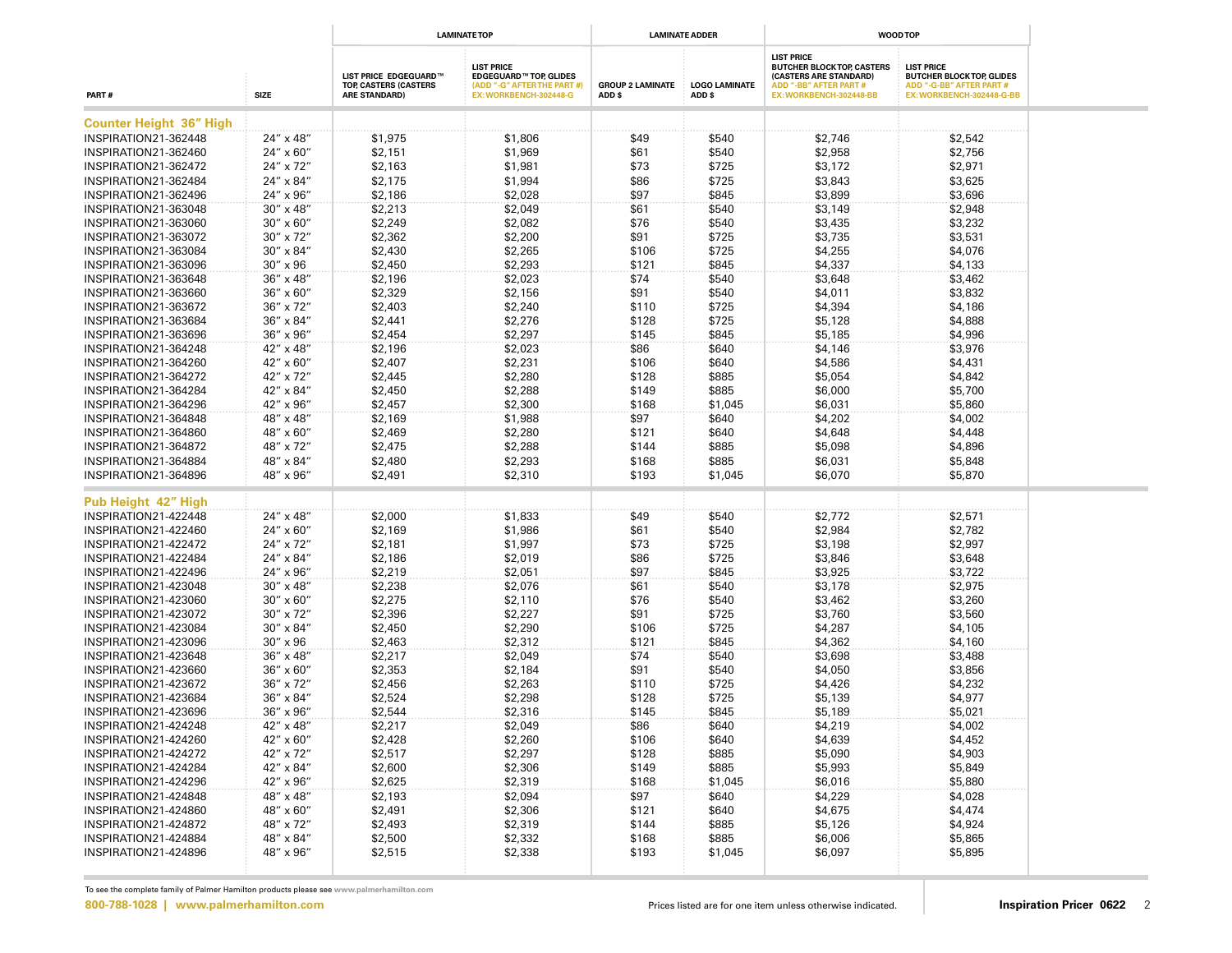| | | LAMINATE TOP | | LAMINATE ADDER | | WOOD TOP | |
|---|---|---|---|---|---|---|---|
| PART # | SIZE | LIST PRICE EDGEGUARD™ TOP, CASTERS (CASTERS ARE STANDARD) | LIST PRICE EDGEGUARD™ TOP, GLIDES (ADD "-G" AFTER THE PART #) EX: WORKBENCH-302448-G | GROUP 2 LAMINATE ADD $ | LOGO LAMINATE ADD $ | LIST PRICE BUTCHER BLOCK TOP, CASTERS (CASTERS ARE STANDARD) ADD "-BB" AFTER PART # EX: WORKBENCH-302448-BB | LIST PRICE BUTCHER BLOCK TOP, GLIDES ADD "-G-BB" AFTER PART # EX: WORKBENCH-302448-G-BB |
| **Counter Height 36" High** | | | | | | | |
| INSPIRATION21-362448 | 24" x 48" | $1,975 | $1,806 | $49 | $540 | $2,746 | $2,542 |
| INSPIRATION21-362460 | 24" x 60" | $2,151 | $1,969 | $61 | $540 | $2,958 | $2,756 |
| INSPIRATION21-362472 | 24" x 72" | $2,163 | $1,981 | $73 | $725 | $3,172 | $2,971 |
| INSPIRATION21-362484 | 24" x 84" | $2,175 | $1,994 | $86 | $725 | $3,843 | $3,625 |
| INSPIRATION21-362496 | 24" x 96" | $2,186 | $2,028 | $97 | $845 | $3,899 | $3,696 |
| INSPIRATION21-363048 | 30" x 48" | $2,213 | $2,049 | $61 | $540 | $3,149 | $2,948 |
| INSPIRATION21-363060 | 30" x 60" | $2,249 | $2,082 | $76 | $540 | $3,435 | $3,232 |
| INSPIRATION21-363072 | 30" x 72" | $2,362 | $2,200 | $91 | $725 | $3,735 | $3,531 |
| INSPIRATION21-363084 | 30" x 84" | $2,430 | $2,265 | $106 | $725 | $4,255 | $4,076 |
| INSPIRATION21-363096 | 30" x 96 | $2,450 | $2,293 | $121 | $845 | $4,337 | $4,133 |
| INSPIRATION21-363648 | 36" x 48" | $2,196 | $2,023 | $74 | $540 | $3,648 | $3,462 |
| INSPIRATION21-363660 | 36" x 60" | $2,329 | $2,156 | $91 | $540 | $4,011 | $3,832 |
| INSPIRATION21-363672 | 36" x 72" | $2,403 | $2,240 | $110 | $725 | $4,394 | $4,186 |
| INSPIRATION21-363684 | 36" x 84" | $2,441 | $2,276 | $128 | $725 | $5,128 | $4,888 |
| INSPIRATION21-363696 | 36" x 96" | $2,454 | $2,297 | $145 | $845 | $5,185 | $4,996 |
| INSPIRATION21-364248 | 42" x 48" | $2,196 | $2,023 | $86 | $640 | $4,146 | $3,976 |
| INSPIRATION21-364260 | 42" x 60" | $2,407 | $2,231 | $106 | $640 | $4,586 | $4,431 |
| INSPIRATION21-364272 | 42" x 72" | $2,445 | $2,280 | $128 | $885 | $5,054 | $4,842 |
| INSPIRATION21-364284 | 42" x 84" | $2,450 | $2,288 | $149 | $885 | $6,000 | $5,700 |
| INSPIRATION21-364296 | 42" x 96" | $2,457 | $2,300 | $168 | $1,045 | $6,031 | $5,860 |
| INSPIRATION21-364848 | 48" x 48" | $2,169 | $1,988 | $97 | $640 | $4,202 | $4,002 |
| INSPIRATION21-364860 | 48" x 60" | $2,469 | $2,280 | $121 | $640 | $4,648 | $4,448 |
| INSPIRATION21-364872 | 48" x 72" | $2,475 | $2,288 | $144 | $885 | $5,098 | $4,896 |
| INSPIRATION21-364884 | 48" x 84" | $2,480 | $2,293 | $168 | $885 | $6,031 | $5,848 |
| INSPIRATION21-364896 | 48" x 96" | $2,491 | $2,310 | $193 | $1,045 | $6,070 | $5,870 |
| **Pub Height 42" High** | | | | | | | |
| INSPIRATION21-422448 | 24" x 48" | $2,000 | $1,833 | $49 | $540 | $2,772 | $2,571 |
| INSPIRATION21-422460 | 24" x 60" | $2,169 | $1,986 | $61 | $540 | $2,984 | $2,782 |
| INSPIRATION21-422472 | 24" x 72" | $2,181 | $1,997 | $73 | $725 | $3,198 | $2,997 |
| INSPIRATION21-422484 | 24" x 84" | $2,186 | $2,019 | $86 | $725 | $3,846 | $3,648 |
| INSPIRATION21-422496 | 24" x 96" | $2,219 | $2,051 | $97 | $845 | $3,925 | $3,722 |
| INSPIRATION21-423048 | 30" x 48" | $2,238 | $2,076 | $61 | $540 | $3,178 | $2,975 |
| INSPIRATION21-423060 | 30" x 60" | $2,275 | $2,110 | $76 | $540 | $3,462 | $3,260 |
| INSPIRATION21-423072 | 30" x 72" | $2,396 | $2,227 | $91 | $725 | $3,760 | $3,560 |
| INSPIRATION21-423084 | 30" x 84" | $2,450 | $2,290 | $106 | $725 | $4,287 | $4,105 |
| INSPIRATION21-423096 | 30" x 96 | $2,463 | $2,312 | $121 | $845 | $4,362 | $4,160 |
| INSPIRATION21-423648 | 36" x 48" | $2,217 | $2,049 | $74 | $540 | $3,698 | $3,488 |
| INSPIRATION21-423660 | 36" x 60" | $2,353 | $2,184 | $91 | $540 | $4,050 | $3,856 |
| INSPIRATION21-423672 | 36" x 72" | $2,456 | $2,263 | $110 | $725 | $4,426 | $4,232 |
| INSPIRATION21-423684 | 36" x 84" | $2,524 | $2,298 | $128 | $725 | $5,139 | $4,977 |
| INSPIRATION21-423696 | 36" x 96" | $2,544 | $2,316 | $145 | $845 | $5,189 | $5,021 |
| INSPIRATION21-424248 | 42" x 48" | $2,217 | $2,049 | $86 | $640 | $4,219 | $4,002 |
| INSPIRATION21-424260 | 42" x 60" | $2,428 | $2,260 | $106 | $640 | $4,639 | $4,452 |
| INSPIRATION21-424272 | 42" x 72" | $2,517 | $2,297 | $128 | $885 | $5,090 | $4,903 |
| INSPIRATION21-424284 | 42" x 84" | $2,600 | $2,306 | $149 | $885 | $5,993 | $5,849 |
| INSPIRATION21-424296 | 42" x 96" | $2,625 | $2,319 | $168 | $1,045 | $6,016 | $5,880 |
| INSPIRATION21-424848 | 48" x 48" | $2,193 | $2,094 | $97 | $640 | $4,229 | $4,028 |
| INSPIRATION21-424860 | 48" x 60" | $2,491 | $2,306 | $121 | $640 | $4,675 | $4,474 |
| INSPIRATION21-424872 | 48" x 72" | $2,493 | $2,319 | $144 | $885 | $5,126 | $4,924 |
| INSPIRATION21-424884 | 48" x 84" | $2,500 | $2,332 | $168 | $885 | $6,006 | $5,865 |
| INSPIRATION21-424896 | 48" x 96" | $2,515 | $2,338 | $193 | $1,045 | $6,097 | $5,895 |

To see the complete family of Palmer Hamilton products please see www.palmerhamilton.com

800-788-1028 | www.palmerhamilton.com

Prices listed are for one item unless otherwise indicated.

**Inspiration Pricer 0622**